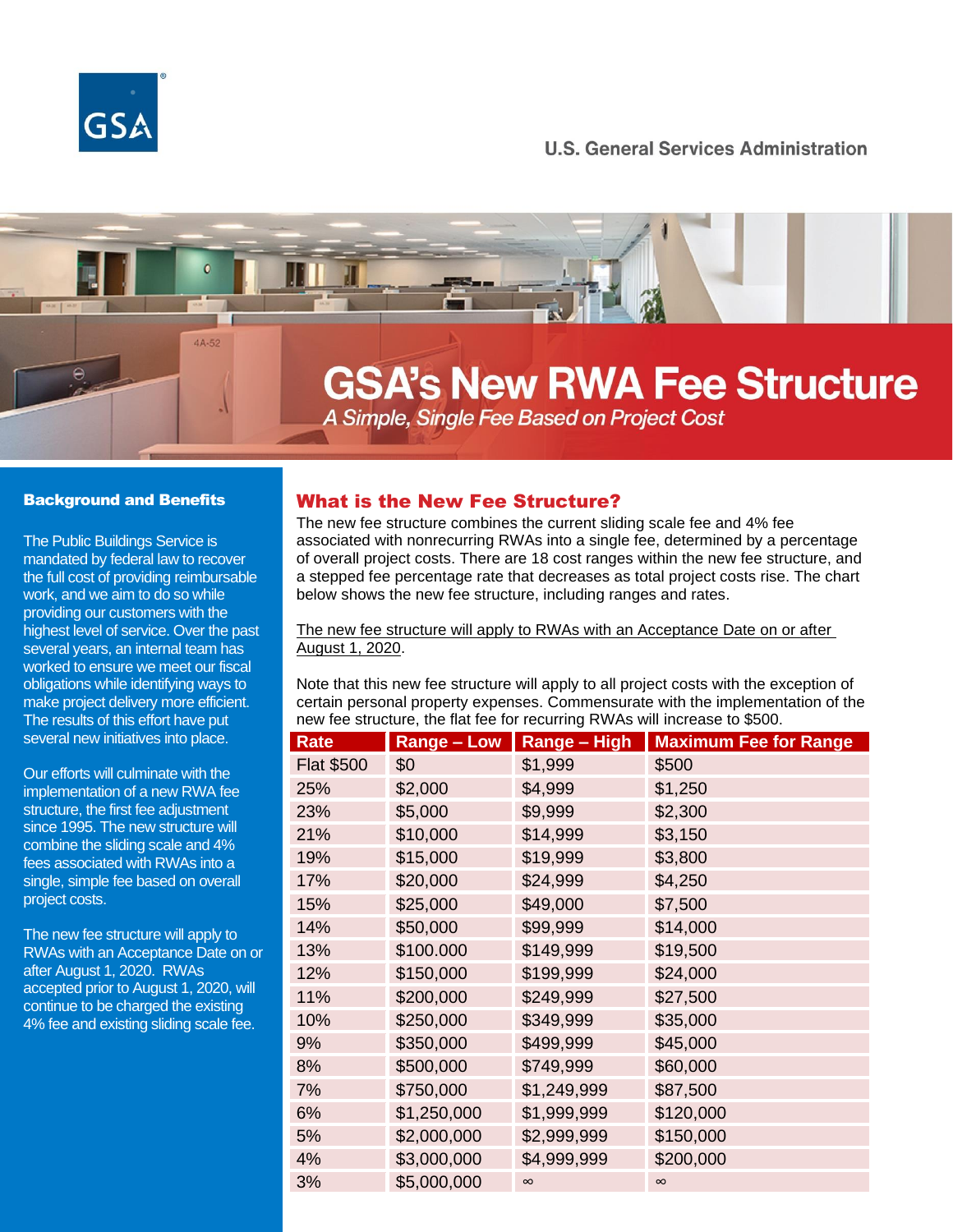U.S. General Services Administration

# GSA's New RWA Fee Structure

*A Simple, Single Fee Based on Project Cost*

## Background and Benefits

The Public Buildings Service is mandated by federal law to recover the full cost of providing reimbursable work, and we aim to do so while providing our customers with the highest level of service. Over the past several years, an internal team has worked to ensure we meet our fiscal obligations while identifying ways to make project delivery more efficient. The results of this effort have put several new initiatives into place.

Our efforts will culminate with the implementation of a new RWA fee structure, the first fee adjustment since 1995. The new structure will combine the sliding scale and 4% fees associated with RWAs into a single, simple fee based on overall project costs.

The new fee structure will apply to RWAs with an Acceptance Date on or after August 1, 2020. RWAs accepted prior to August 1, 2020, will continue to be charged the existing 4% fee and existing sliding scale fee.

## What is the New Fee Structure?

The new fee structure combines the current sliding scale fee and 4% fee associated with nonrecurring RWAs into a single fee, determined by a percentage of overall project costs. There are 18 cost ranges within the new fee structure, and a stepped fee percentage rate that decreases as total project costs rise. The chart below shows the new fee structure, including ranges and rates.

The new fee structure will apply to RWAs with an Acceptance Date on or after August 1, 2020.

Note that this new fee structure will apply to all project costs with the exception of certain personal property expenses. Commensurate with the implementation of the new fee structure, the flat fee for recurring RWAs will increase to $500.

| Rate | Range – Low | Range – High | Maximum Fee for Range |
|---|---|---|---|
| Flat $500 | $0 | $1,999 | $500 |
| 25% | $2,000 | $4,999 | $1,250 |
| 23% | $5,000 | $9,999 | $2,300 |
| 21% | $10,000 | $14,999 | $3,150 |
| 19% | $15,000 | $19,999 | $3,800 |
| 17% | $20,000 | $24,999 | $4,250 |
| 15% | $25,000 | $49,000 | $7,500 |
| 14% | $50,000 | $99,999 | $14,000 |
| 13% | $100.000 | $149,999 | $19,500 |
| 12% | $150,000 | $199,999 | $24,000 |
| 11% | $200,000 | $249,999 | $27,500 |
| 10% | $250,000 | $349,999 | $35,000 |
| 9% | $350,000 | $499,999 | $45,000 |
| 8% | $500,000 | $749,999 | $60,000 |
| 7% | $750,000 | $1,249,999 | $87,500 |
| 6% | $1,250,000 | $1,999,999 | $120,000 |
| 5% | $2,000,000 | $2,999,999 | $150,000 |
| 4% | $3,000,000 | $4,999,999 | $200,000 |
| 3% | $5,000,000 | ∞ | ∞ |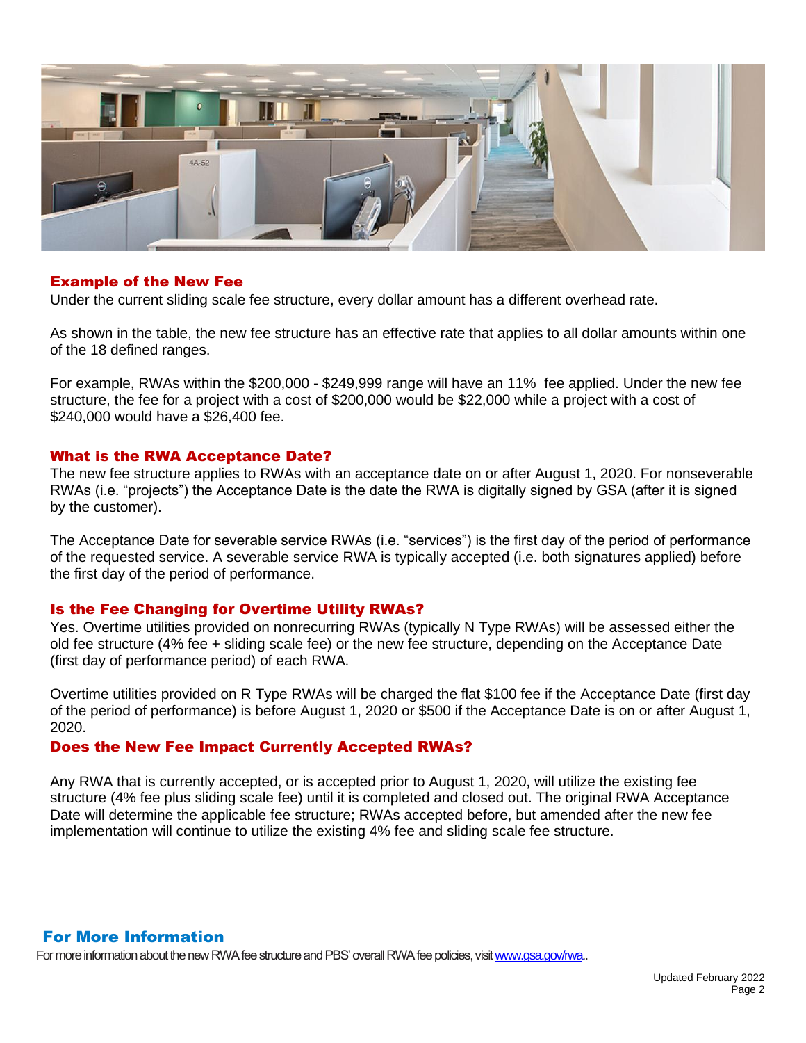## Example of the New Fee

Under the current sliding scale fee structure, every dollar amount has a different overhead rate.

As shown in the table, the new fee structure has an effective rate that applies to all dollar amounts within one of the 18 defined ranges.

For example, RWAs within the $200,000 - $249,999 range will have an 11% fee applied. Under the new fee structure, the fee for a project with a cost of $200,000 would be $22,000 while a project with a cost of $240,000 would have a $26,400 fee.

## What is the RWA Acceptance Date?

The new fee structure applies to RWAs with an acceptance date on or after August 1, 2020. For nonseverable RWAs (i.e. "projects") the Acceptance Date is the date the RWA is digitally signed by GSA (after it is signed by the customer).

The Acceptance Date for severable service RWAs (i.e. "services") is the first day of the period of performance of the requested service. A severable service RWA is typically accepted (i.e. both signatures applied) before the first day of the period of performance.

## Is the Fee Changing for Overtime Utility RWAs?

Yes. Overtime utilities provided on nonrecurring RWAs (typically N Type RWAs) will be assessed either the old fee structure (4% fee + sliding scale fee) or the new fee structure, depending on the Acceptance Date (first day of performance period) of each RWA.

Overtime utilities provided on R Type RWAs will be charged the flat $100 fee if the Acceptance Date (first day of the period of performance) is before August 1, 2020 or $500 if the Acceptance Date is on or after August 1, 2020.

## Does the New Fee Impact Currently Accepted RWAs?

Any RWA that is currently accepted, or is accepted prior to August 1, 2020, will utilize the existing fee structure (4% fee plus sliding scale fee) until it is completed and closed out. The original RWA Acceptance Date will determine the applicable fee structure; RWAs accepted before, but amended after the new fee implementation will continue to utilize the existing 4% fee and sliding scale fee structure.

## For More Information

For more information about the new RWA fee structure and PBS' overall RWA fee policies, visit [www.gsa.gov/rwa](http://www.gsa.gov/rwa)..

Updated February 2022